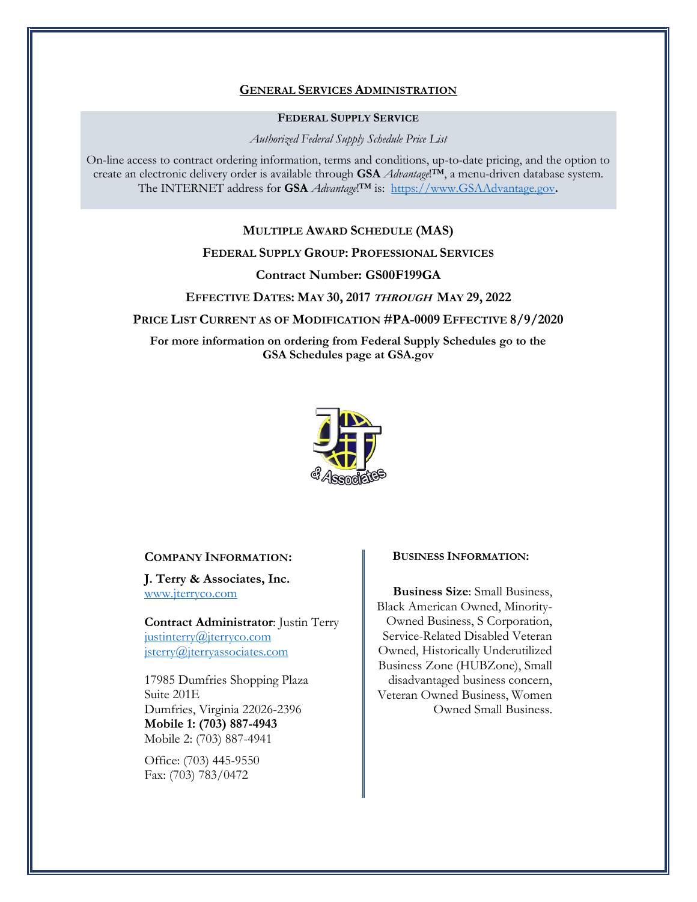## General Services Administration

**Federal Supply Service**

*Authorized Federal Supply Schedule Price List*

On-line access to contract ordering information, terms and conditions, up-to-date pricing, and the option to create an electronic delivery order is available through **GSA** *Advantage*!**™**, a menu-driven database system. The INTERNET address for **GSA** *Advantage*!**™** is: https://www.GSAAdvantage.gov**.**

**Multiple Award Schedule (MAS)**

**Federal Supply Group: Professional Services**

**Contract Number: GS00F199GA**

**Effective Dates: May 30, 2017 *through* May 29, 2022**

**Price List Current as of Modification #PA-0009 Effective 8/9/2020**

**For more information on ordering from Federal Supply Schedules go to the GSA Schedules page at GSA.gov**

**Company Information:**

**J. Terry & Associates, Inc.**
www.jterryco.com

**Contract Administrator**: Justin Terry
justinterry@jterryco.com
jsterry@jterryassociates.com

17985 Dumfries Shopping Plaza
Suite 201E
Dumfries, Virginia 22026-2396
**Mobile 1: (703) 887-4943**
Mobile 2: (703) 887-4941

Office: (703) 445-9550
Fax: (703) 783/0472

**Business Information:**

**Business Size**: Small Business, Black American Owned, Minority-Owned Business, S Corporation, Service-Related Disabled Veteran Owned, Historically Underutilized Business Zone (HUBZone), Small disadvantaged business concern, Veteran Owned Business, Women Owned Small Business.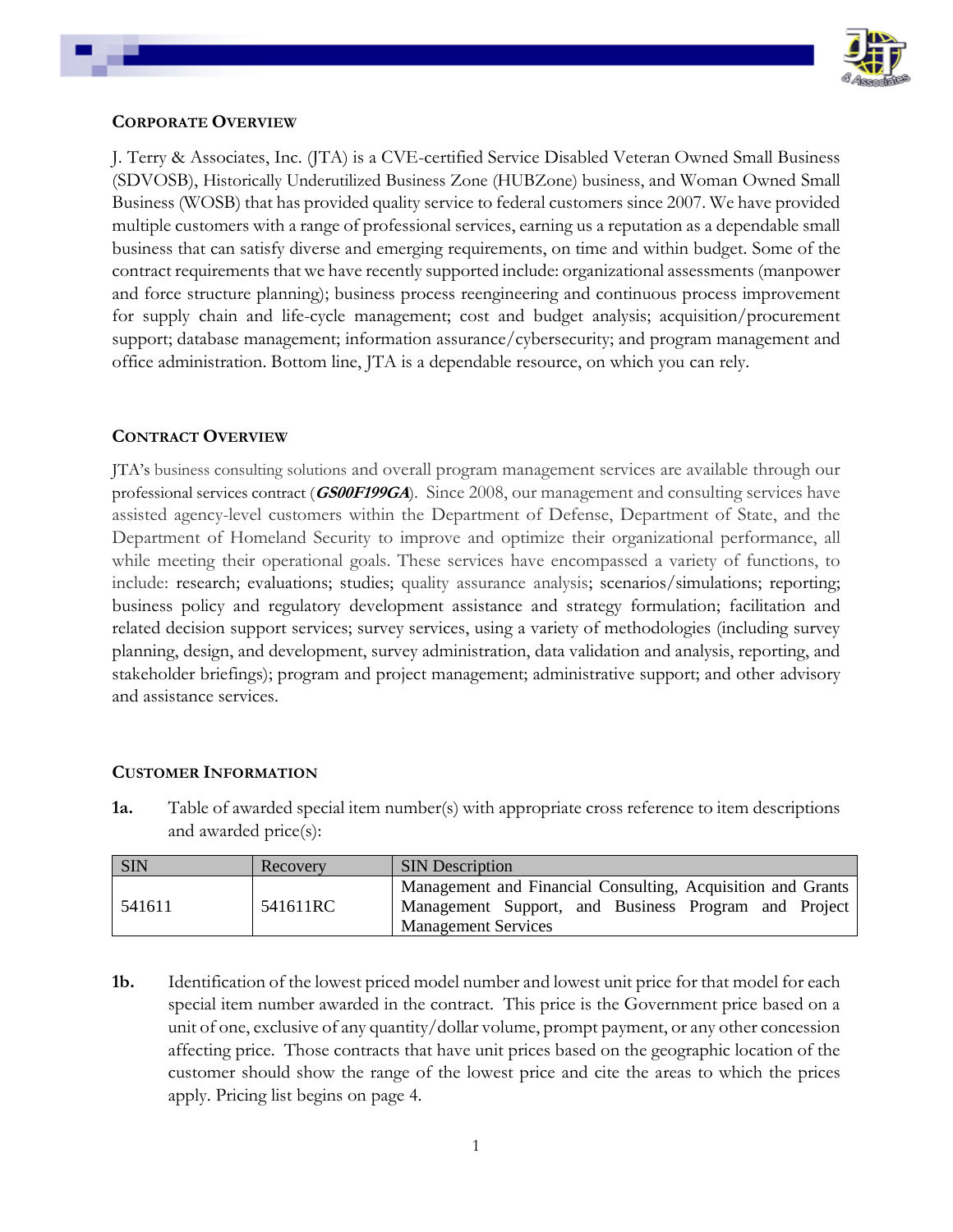## CORPORATE OVERVIEW

J. Terry & Associates, Inc. (JTA) is a CVE-certified Service Disabled Veteran Owned Small Business (SDVOSB), Historically Underutilized Business Zone (HUBZone) business, and Woman Owned Small Business (WOSB) that has provided quality service to federal customers since 2007. We have provided multiple customers with a range of professional services, earning us a reputation as a dependable small business that can satisfy diverse and emerging requirements, on time and within budget. Some of the contract requirements that we have recently supported include: organizational assessments (manpower and force structure planning); business process reengineering and continuous process improvement for supply chain and life-cycle management; cost and budget analysis; acquisition/procurement support; database management; information assurance/cybersecurity; and program management and office administration. Bottom line, JTA is a dependable resource, on which you can rely.

## CONTRACT OVERVIEW

JTA's business consulting solutions and overall program management services are available through our professional services contract (***GS00F199GA***). Since 2008, our management and consulting services have assisted agency-level customers within the Department of Defense, Department of State, and the Department of Homeland Security to improve and optimize their organizational performance, all while meeting their operational goals. These services have encompassed a variety of functions, to include: research; evaluations; studies; quality assurance analysis; scenarios/simulations; reporting; business policy and regulatory development assistance and strategy formulation; facilitation and related decision support services; survey services, using a variety of methodologies (including survey planning, design, and development, survey administration, data validation and analysis, reporting, and stakeholder briefings); program and project management; administrative support; and other advisory and assistance services.

## CUSTOMER INFORMATION

**1a.** Table of awarded special item number(s) with appropriate cross reference to item descriptions and awarded price(s):

| SIN | Recovery | SIN Description |
|---|---|---|
| 541611 | 541611RC | Management and Financial Consulting, Acquisition and Grants Management Support, and Business Program and Project Management Services |

**1b.** Identification of the lowest priced model number and lowest unit price for that model for each special item number awarded in the contract. This price is the Government price based on a unit of one, exclusive of any quantity/dollar volume, prompt payment, or any other concession affecting price. Those contracts that have unit prices based on the geographic location of the customer should show the range of the lowest price and cite the areas to which the prices apply. Pricing list begins on page 4.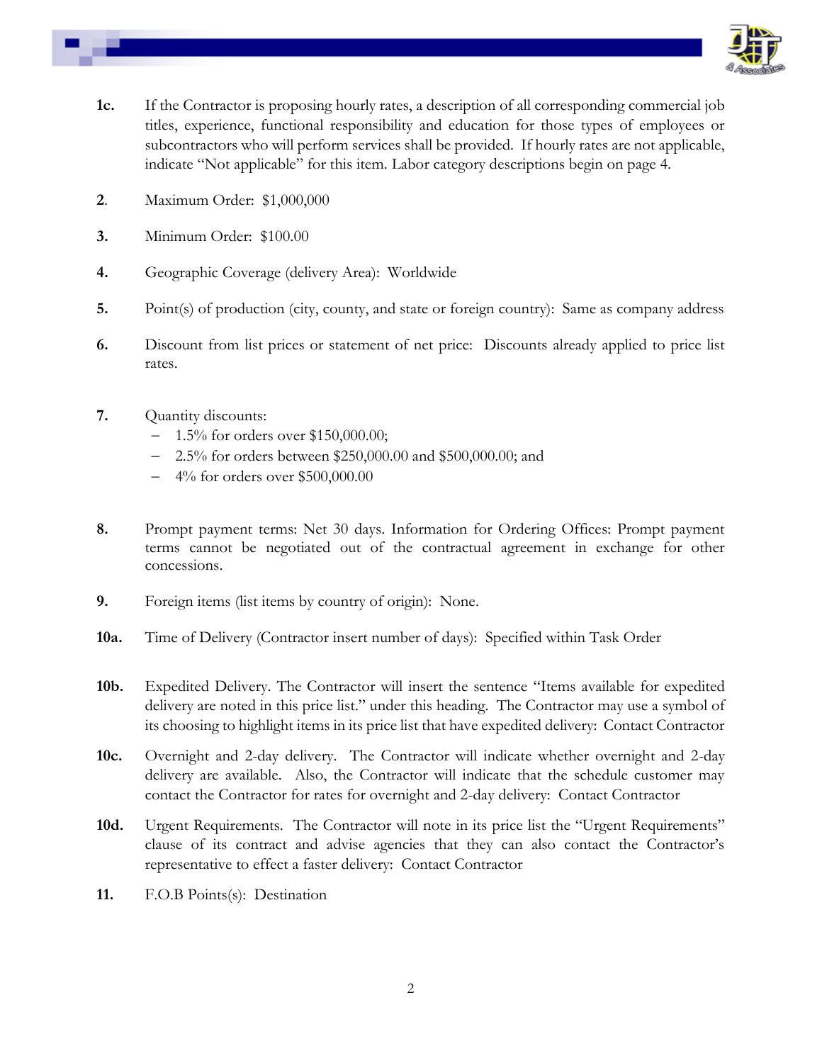**1c.** If the Contractor is proposing hourly rates, a description of all corresponding commercial job titles, experience, functional responsibility and education for those types of employees or subcontractors who will perform services shall be provided. If hourly rates are not applicable, indicate "Not applicable" for this item. Labor category descriptions begin on page 4.

**2**. Maximum Order: $1,000,000

**3.** Minimum Order: $100.00

**4.** Geographic Coverage (delivery Area): Worldwide

**5.** Point(s) of production (city, county, and state or foreign country): Same as company address

**6.** Discount from list prices or statement of net price: Discounts already applied to price list rates.

**7.** Quantity discounts:

- 1.5% for orders over $150,000.00;
- 2.5% for orders between $250,000.00 and $500,000.00; and
- 4% for orders over $500,000.00

**8.** Prompt payment terms: Net 30 days. Information for Ordering Offices: Prompt payment terms cannot be negotiated out of the contractual agreement in exchange for other concessions.

**9.** Foreign items (list items by country of origin): None.

**10a.** Time of Delivery (Contractor insert number of days): Specified within Task Order

**10b.** Expedited Delivery. The Contractor will insert the sentence "Items available for expedited delivery are noted in this price list." under this heading. The Contractor may use a symbol of its choosing to highlight items in its price list that have expedited delivery: Contact Contractor

**10c.** Overnight and 2-day delivery. The Contractor will indicate whether overnight and 2-day delivery are available. Also, the Contractor will indicate that the schedule customer may contact the Contractor for rates for overnight and 2-day delivery: Contact Contractor

**10d.** Urgent Requirements. The Contractor will note in its price list the "Urgent Requirements" clause of its contract and advise agencies that they can also contact the Contractor's representative to effect a faster delivery: Contact Contractor

**11.** F.O.B Points(s): Destination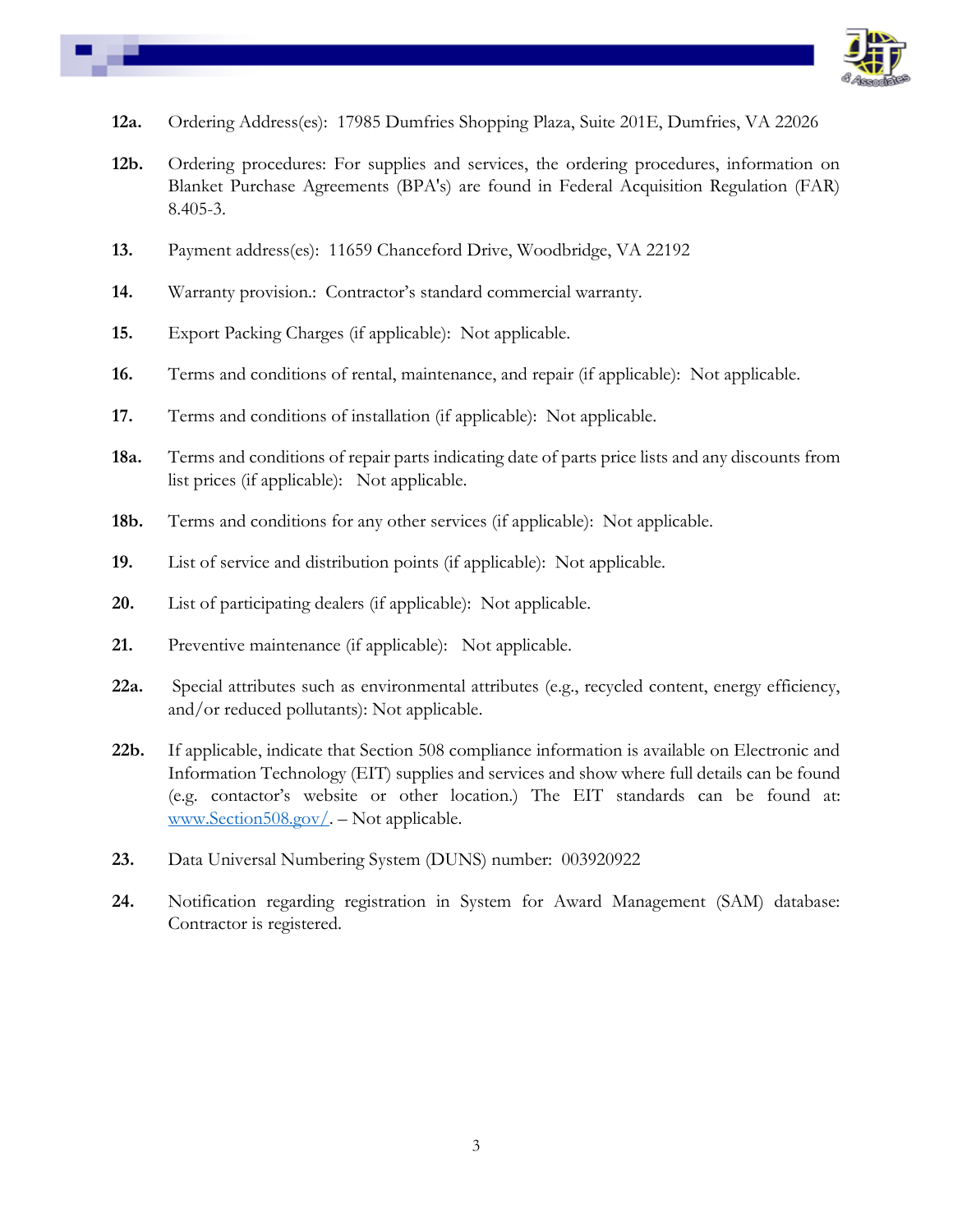**12a.** Ordering Address(es): 17985 Dumfries Shopping Plaza, Suite 201E, Dumfries, VA 22026

**12b.** Ordering procedures: For supplies and services, the ordering procedures, information on Blanket Purchase Agreements (BPA's) are found in Federal Acquisition Regulation (FAR) 8.405-3.

**13.** Payment address(es): 11659 Chanceford Drive, Woodbridge, VA 22192

**14.** Warranty provision.: Contractor's standard commercial warranty.

**15.** Export Packing Charges (if applicable): Not applicable.

**16.** Terms and conditions of rental, maintenance, and repair (if applicable): Not applicable.

**17.** Terms and conditions of installation (if applicable): Not applicable.

**18a.** Terms and conditions of repair parts indicating date of parts price lists and any discounts from list prices (if applicable): Not applicable.

**18b.** Terms and conditions for any other services (if applicable): Not applicable.

**19.** List of service and distribution points (if applicable): Not applicable.

**20.** List of participating dealers (if applicable): Not applicable.

**21.** Preventive maintenance (if applicable): Not applicable.

**22a.** Special attributes such as environmental attributes (e.g., recycled content, energy efficiency, and/or reduced pollutants): Not applicable.

**22b.** If applicable, indicate that Section 508 compliance information is available on Electronic and Information Technology (EIT) supplies and services and show where full details can be found (e.g. contactor's website or other location.) The EIT standards can be found at: [www.Section508.gov/](http://www.Section508.gov/). – Not applicable.

**23.** Data Universal Numbering System (DUNS) number: 003920922

**24.** Notification regarding registration in System for Award Management (SAM) database: Contractor is registered.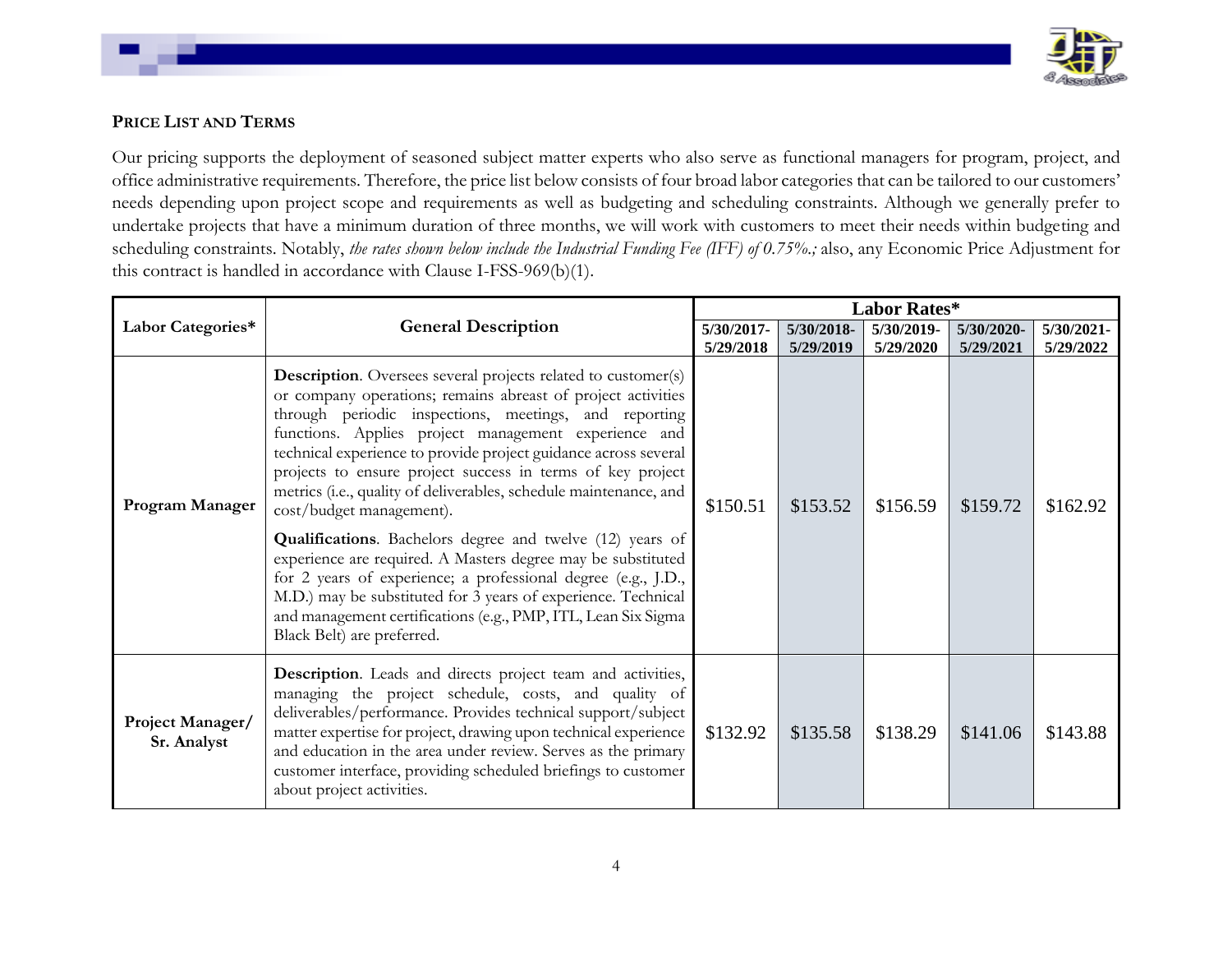## PRICE LIST AND TERMS

Our pricing supports the deployment of seasoned subject matter experts who also serve as functional managers for program, project, and office administrative requirements. Therefore, the price list below consists of four broad labor categories that can be tailored to our customers' needs depending upon project scope and requirements as well as budgeting and scheduling constraints. Although we generally prefer to undertake projects that have a minimum duration of three months, we will work with customers to meet their needs within budgeting and scheduling constraints. Notably, *the rates shown below include the Industrial Funding Fee (IFF) of 0.75%.;* also, any Economic Price Adjustment for this contract is handled in accordance with Clause I-FSS-969(b)(1).

| Labor Categories* | General Description | Labor Rates* | | | | |
|---|---|---|---|---|---|---|
| | | 5/30/2017-5/29/2018 | 5/30/2018-5/29/2019 | 5/30/2019-5/29/2020 | 5/30/2020-5/29/2021 | 5/30/2021-5/29/2022 |
| **Program Manager** | **Description**. Oversees several projects related to customer(s) or company operations; remains abreast of project activities through periodic inspections, meetings, and reporting functions. Applies project management experience and technical experience to provide project guidance across several projects to ensure project success in terms of key project metrics (i.e., quality of deliverables, schedule maintenance, and cost/budget management).<br><br>**Qualifications**. Bachelors degree and twelve (12) years of experience are required. A Masters degree may be substituted for 2 years of experience; a professional degree (e.g., J.D., M.D.) may be substituted for 3 years of experience. Technical and management certifications (e.g., PMP, ITL, Lean Six Sigma Black Belt) are preferred. | $150.51 | $153.52 | $156.59 | $159.72 | $162.92 |
| **Project Manager/ Sr. Analyst** | **Description**. Leads and directs project team and activities, managing the project schedule, costs, and quality of deliverables/performance. Provides technical support/subject matter expertise for project, drawing upon technical experience and education in the area under review. Serves as the primary customer interface, providing scheduled briefings to customer about project activities. | $132.92 | $135.58 | $138.29 | $141.06 | $143.88 |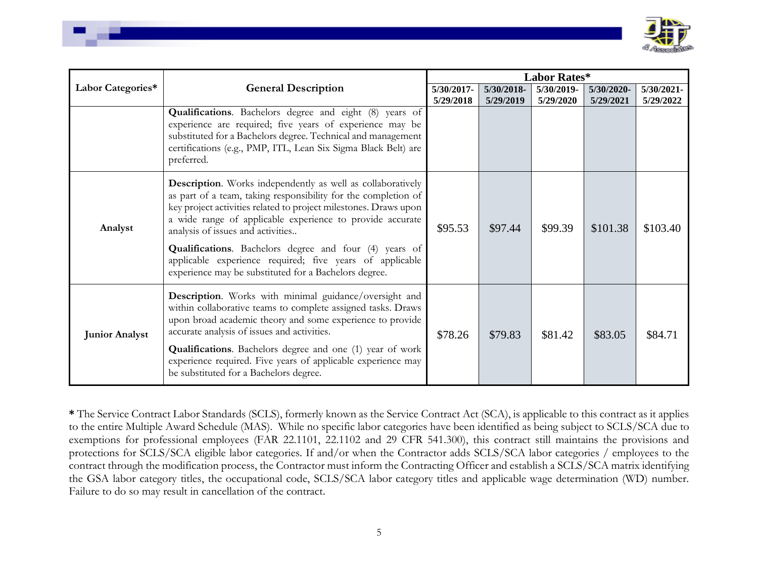| Labor Categories* | General Description | Labor Rates* | | | | |
|---|---|---|---|---|---|---|
| | | 5/30/2017-5/29/2018 | 5/30/2018-5/29/2019 | 5/30/2019-5/29/2020 | 5/30/2020-5/29/2021 | 5/30/2021-5/29/2022 |
| | **Qualifications**. Bachelors degree and eight (8) years of experience are required; five years of experience may be substituted for a Bachelors degree. Technical and management certifications (e.g., PMP, ITL, Lean Six Sigma Black Belt) are preferred. | | | | | |
| **Analyst** | **Description**. Works independently as well as collaboratively as part of a team, taking responsibility for the completion of key project activities related to project milestones. Draws upon a wide range of applicable experience to provide accurate analysis of issues and activities.. **Qualifications**. Bachelors degree and four (4) years of applicable experience required; five years of applicable experience may be substituted for a Bachelors degree. | $95.53 | $97.44 | $99.39 | $101.38 | $103.40 |
| **Junior Analyst** | **Description**. Works with minimal guidance/oversight and within collaborative teams to complete assigned tasks. Draws upon broad academic theory and some experience to provide accurate analysis of issues and activities. **Qualifications**. Bachelors degree and one (1) year of work experience required. Five years of applicable experience may be substituted for a Bachelors degree. | $78.26 | $79.83 | $81.42 | $83.05 | $84.71 |

**\*** The Service Contract Labor Standards (SCLS), formerly known as the Service Contract Act (SCA), is applicable to this contract as it applies to the entire Multiple Award Schedule (MAS). While no specific labor categories have been identified as being subject to SCLS/SCA due to exemptions for professional employees (FAR 22.1101, 22.1102 and 29 CFR 541.300), this contract still maintains the provisions and protections for SCLS/SCA eligible labor categories. If and/or when the Contractor adds SCLS/SCA labor categories / employees to the contract through the modification process, the Contractor must inform the Contracting Officer and establish a SCLS/SCA matrix identifying the GSA labor category titles, the occupational code, SCLS/SCA labor category titles and applicable wage determination (WD) number. Failure to do so may result in cancellation of the contract.